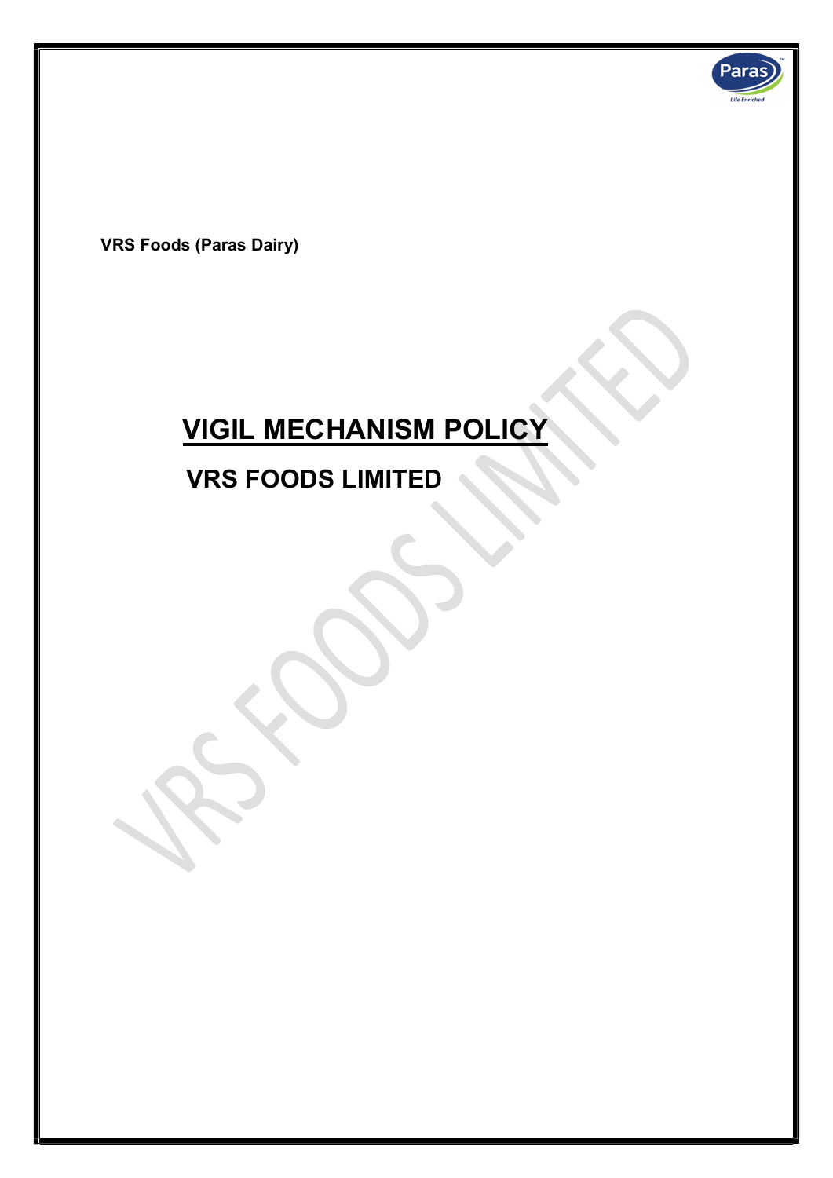**VRS Foods (Paras Dairy)**

# VIGIL MECHANISM POLICY

## VRS FOODS LIMITED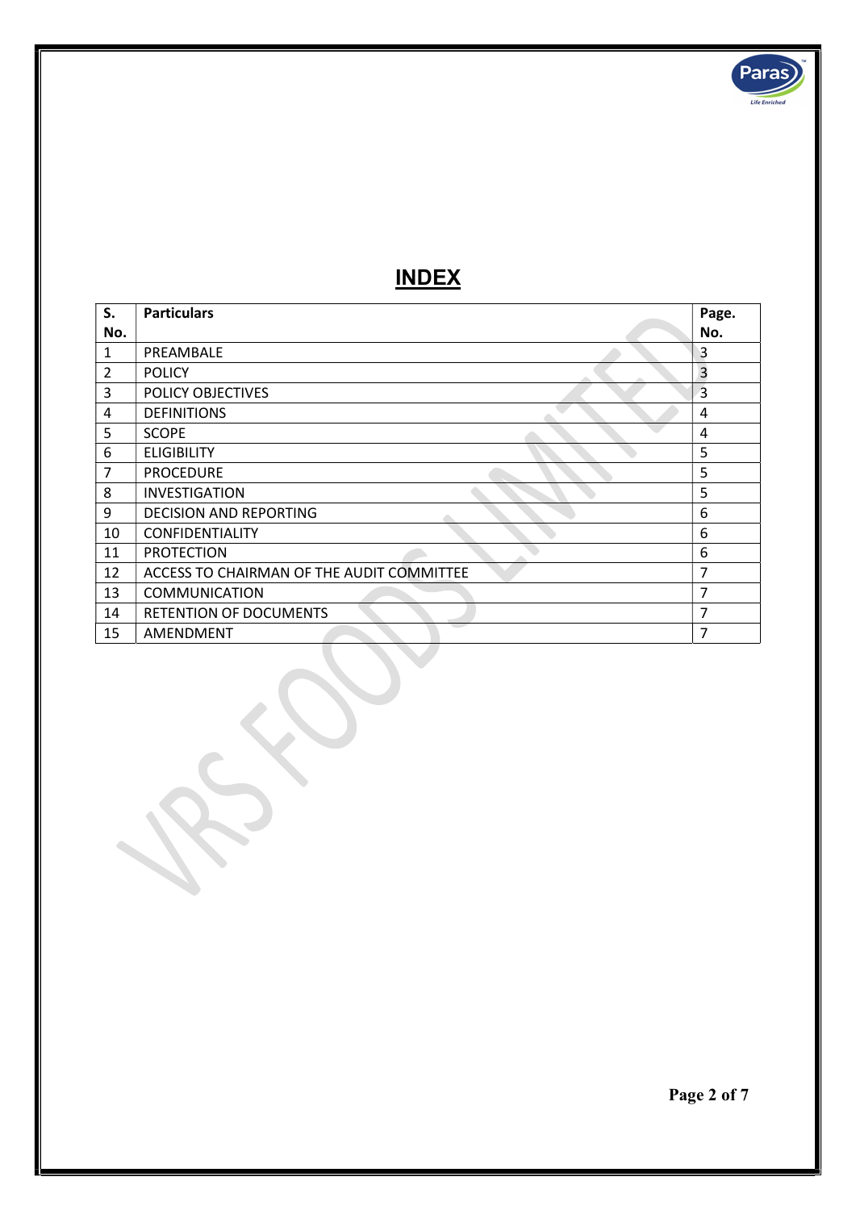# INDEX

| S. No. | Particulars | Page. No. |
|---|---|---|
| 1 | PREAMBALE | 3 |
| 2 | POLICY | 3 |
| 3 | POLICY OBJECTIVES | 3 |
| 4 | DEFINITIONS | 4 |
| 5 | SCOPE | 4 |
| 6 | ELIGIBILITY | 5 |
| 7 | PROCEDURE | 5 |
| 8 | INVESTIGATION | 5 |
| 9 | DECISION AND REPORTING | 6 |
| 10 | CONFIDENTIALITY | 6 |
| 11 | PROTECTION | 6 |
| 12 | ACCESS TO CHAIRMAN OF THE AUDIT COMMITTEE | 7 |
| 13 | COMMUNICATION | 7 |
| 14 | RETENTION OF DOCUMENTS | 7 |
| 15 | AMENDMENT | 7 |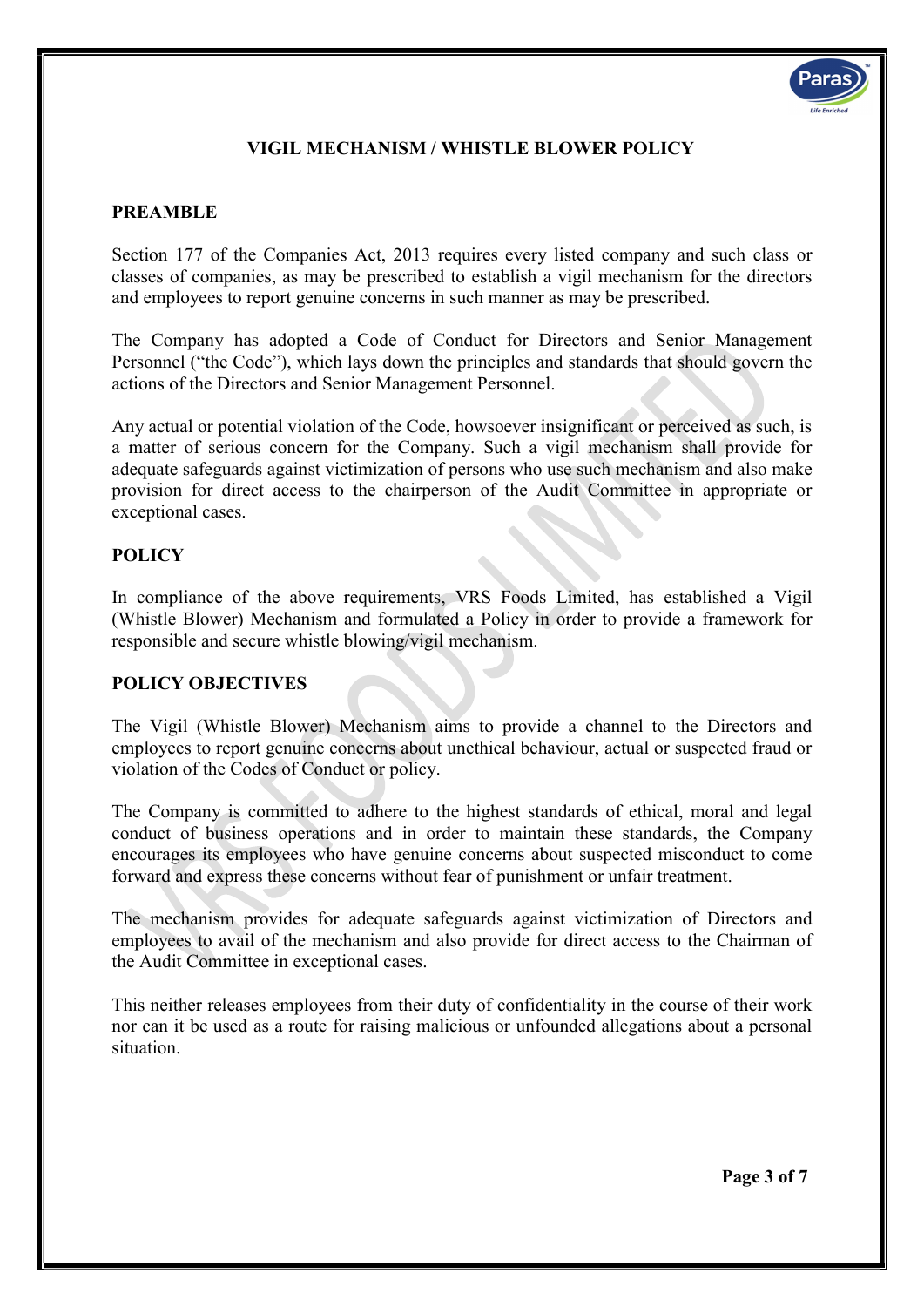# VIGIL MECHANISM / WHISTLE BLOWER POLICY

## PREAMBLE

Section 177 of the Companies Act, 2013 requires every listed company and such class or classes of companies, as may be prescribed to establish a vigil mechanism for the directors and employees to report genuine concerns in such manner as may be prescribed.

The Company has adopted a Code of Conduct for Directors and Senior Management Personnel ("the Code"), which lays down the principles and standards that should govern the actions of the Directors and Senior Management Personnel.

Any actual or potential violation of the Code, howsoever insignificant or perceived as such, is a matter of serious concern for the Company. Such a vigil mechanism shall provide for adequate safeguards against victimization of persons who use such mechanism and also make provision for direct access to the chairperson of the Audit Committee in appropriate or exceptional cases.

## POLICY

In compliance of the above requirements, VRS Foods Limited, has established a Vigil (Whistle Blower) Mechanism and formulated a Policy in order to provide a framework for responsible and secure whistle blowing/vigil mechanism.

## POLICY OBJECTIVES

The Vigil (Whistle Blower) Mechanism aims to provide a channel to the Directors and employees to report genuine concerns about unethical behaviour, actual or suspected fraud or violation of the Codes of Conduct or policy.

The Company is committed to adhere to the highest standards of ethical, moral and legal conduct of business operations and in order to maintain these standards, the Company encourages its employees who have genuine concerns about suspected misconduct to come forward and express these concerns without fear of punishment or unfair treatment.

The mechanism provides for adequate safeguards against victimization of Directors and employees to avail of the mechanism and also provide for direct access to the Chairman of the Audit Committee in exceptional cases.

This neither releases employees from their duty of confidentiality in the course of their work nor can it be used as a route for raising malicious or unfounded allegations about a personal situation.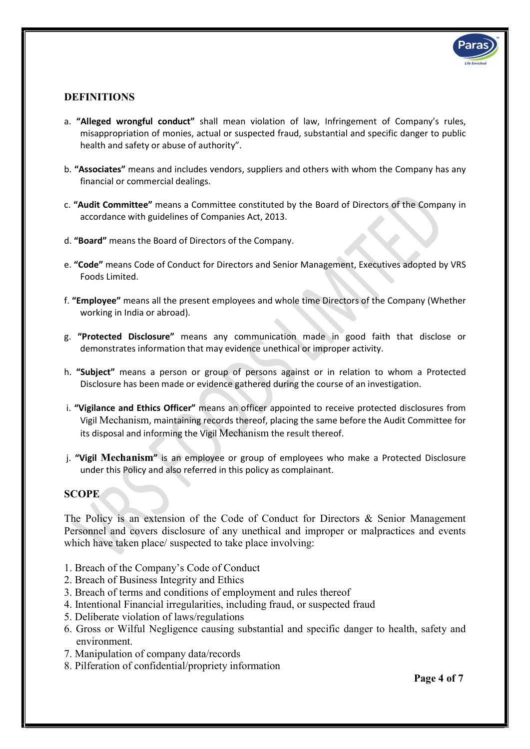## DEFINITIONS

a. **"Alleged wrongful conduct"** shall mean violation of law, Infringement of Company's rules, misappropriation of monies, actual or suspected fraud, substantial and specific danger to public health and safety or abuse of authority".

b. **"Associates"** means and includes vendors, suppliers and others with whom the Company has any financial or commercial dealings.

c. **"Audit Committee"** means a Committee constituted by the Board of Directors of the Company in accordance with guidelines of Companies Act, 2013.

d. **"Board"** means the Board of Directors of the Company.

e. **"Code"** means Code of Conduct for Directors and Senior Management, Executives adopted by VRS Foods Limited.

f. **"Employee"** means all the present employees and whole time Directors of the Company (Whether working in India or abroad).

g. **"Protected Disclosure"** means any communication made in good faith that disclose or demonstrates information that may evidence unethical or improper activity.

h. **"Subject"** means a person or group of persons against or in relation to whom a Protected Disclosure has been made or evidence gathered during the course of an investigation.

i. **"Vigilance and Ethics Officer"** means an officer appointed to receive protected disclosures from Vigil Mechanism, maintaining records thereof, placing the same before the Audit Committee for its disposal and informing the Vigil Mechanism the result thereof.

j. **"Vigil Mechanism"** is an employee or group of employees who make a Protected Disclosure under this Policy and also referred in this policy as complainant.

## SCOPE

The Policy is an extension of the Code of Conduct for Directors & Senior Management Personnel and covers disclosure of any unethical and improper or malpractices and events which have taken place/ suspected to take place involving:

1. Breach of the Company's Code of Conduct
2. Breach of Business Integrity and Ethics
3. Breach of terms and conditions of employment and rules thereof
4. Intentional Financial irregularities, including fraud, or suspected fraud
5. Deliberate violation of laws/regulations
6. Gross or Wilful Negligence causing substantial and specific danger to health, safety and environment.
7. Manipulation of company data/records
8. Pilferation of confidential/propriety information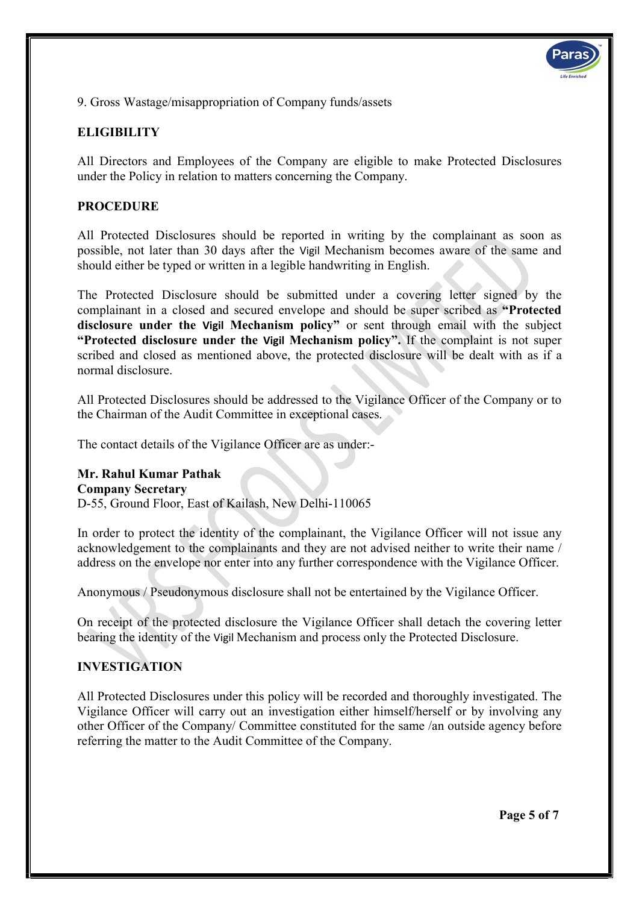9. Gross Wastage/misappropriation of Company funds/assets

## ELIGIBILITY

All Directors and Employees of the Company are eligible to make Protected Disclosures under the Policy in relation to matters concerning the Company.

## PROCEDURE

All Protected Disclosures should be reported in writing by the complainant as soon as possible, not later than 30 days after the Vigil Mechanism becomes aware of the same and should either be typed or written in a legible handwriting in English.

The Protected Disclosure should be submitted under a covering letter signed by the complainant in a closed and secured envelope and should be super scribed as **"Protected disclosure under the Vigil Mechanism policy"** or sent through email with the subject **"Protected disclosure under the Vigil Mechanism policy".** If the complaint is not super scribed and closed as mentioned above, the protected disclosure will be dealt with as if a normal disclosure.

All Protected Disclosures should be addressed to the Vigilance Officer of the Company or to the Chairman of the Audit Committee in exceptional cases.

The contact details of the Vigilance Officer are as under:-

**Mr. Rahul Kumar Pathak**
**Company Secretary**
D-55, Ground Floor, East of Kailash, New Delhi-110065

In order to protect the identity of the complainant, the Vigilance Officer will not issue any acknowledgement to the complainants and they are not advised neither to write their name / address on the envelope nor enter into any further correspondence with the Vigilance Officer.

Anonymous / Pseudonymous disclosure shall not be entertained by the Vigilance Officer.

On receipt of the protected disclosure the Vigilance Officer shall detach the covering letter bearing the identity of the Vigil Mechanism and process only the Protected Disclosure.

## INVESTIGATION

All Protected Disclosures under this policy will be recorded and thoroughly investigated. The Vigilance Officer will carry out an investigation either himself/herself or by involving any other Officer of the Company/ Committee constituted for the same /an outside agency before referring the matter to the Audit Committee of the Company.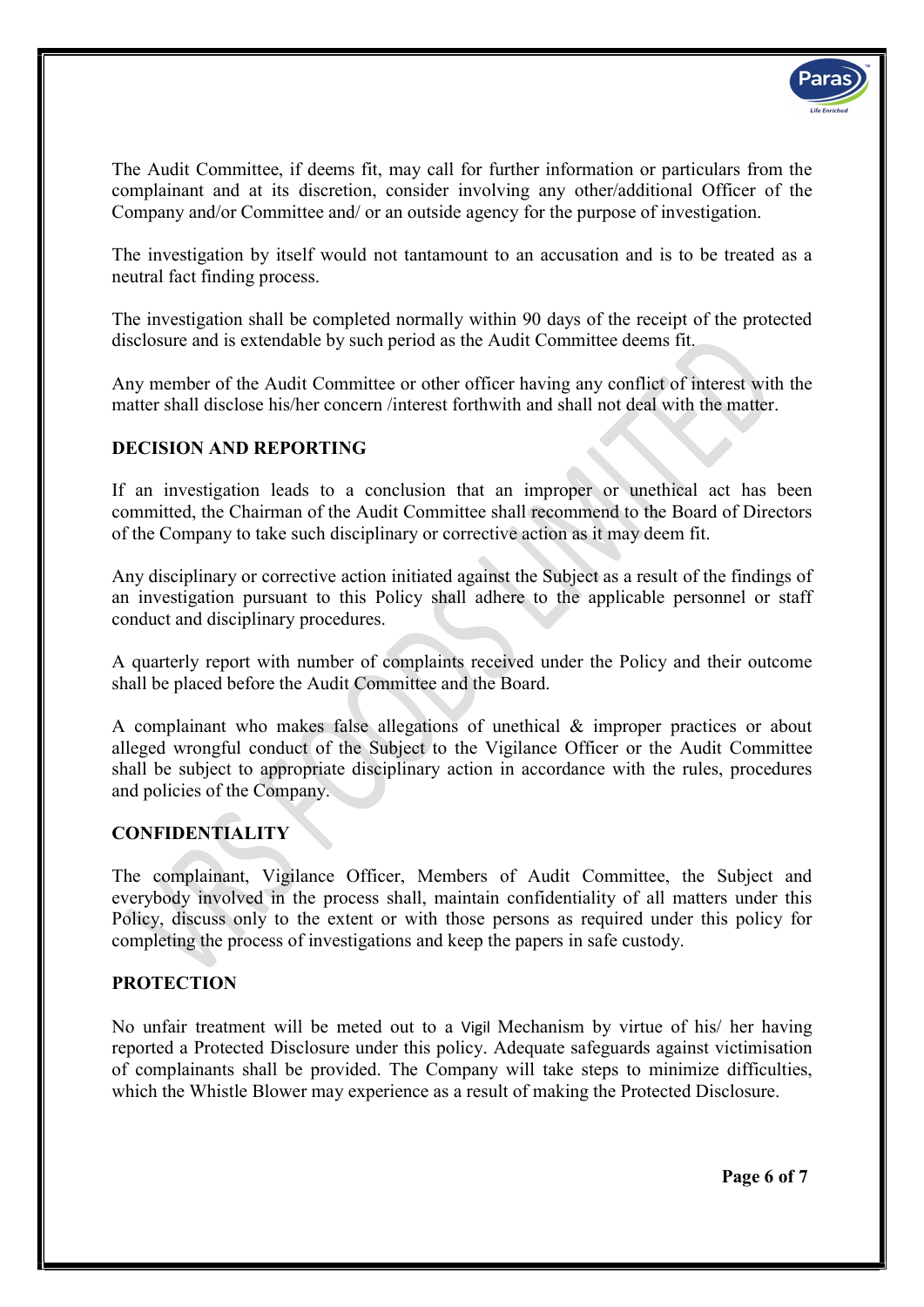The Audit Committee, if deems fit, may call for further information or particulars from the complainant and at its discretion, consider involving any other/additional Officer of the Company and/or Committee and/ or an outside agency for the purpose of investigation.

The investigation by itself would not tantamount to an accusation and is to be treated as a neutral fact finding process.

The investigation shall be completed normally within 90 days of the receipt of the protected disclosure and is extendable by such period as the Audit Committee deems fit.

Any member of the Audit Committee or other officer having any conflict of interest with the matter shall disclose his/her concern /interest forthwith and shall not deal with the matter.

## DECISION AND REPORTING

If an investigation leads to a conclusion that an improper or unethical act has been committed, the Chairman of the Audit Committee shall recommend to the Board of Directors of the Company to take such disciplinary or corrective action as it may deem fit.

Any disciplinary or corrective action initiated against the Subject as a result of the findings of an investigation pursuant to this Policy shall adhere to the applicable personnel or staff conduct and disciplinary procedures.

A quarterly report with number of complaints received under the Policy and their outcome shall be placed before the Audit Committee and the Board.

A complainant who makes false allegations of unethical & improper practices or about alleged wrongful conduct of the Subject to the Vigilance Officer or the Audit Committee shall be subject to appropriate disciplinary action in accordance with the rules, procedures and policies of the Company.

## CONFIDENTIALITY

The complainant, Vigilance Officer, Members of Audit Committee, the Subject and everybody involved in the process shall, maintain confidentiality of all matters under this Policy, discuss only to the extent or with those persons as required under this policy for completing the process of investigations and keep the papers in safe custody.

## PROTECTION

No unfair treatment will be meted out to a Vigil Mechanism by virtue of his/ her having reported a Protected Disclosure under this policy. Adequate safeguards against victimisation of complainants shall be provided. The Company will take steps to minimize difficulties, which the Whistle Blower may experience as a result of making the Protected Disclosure.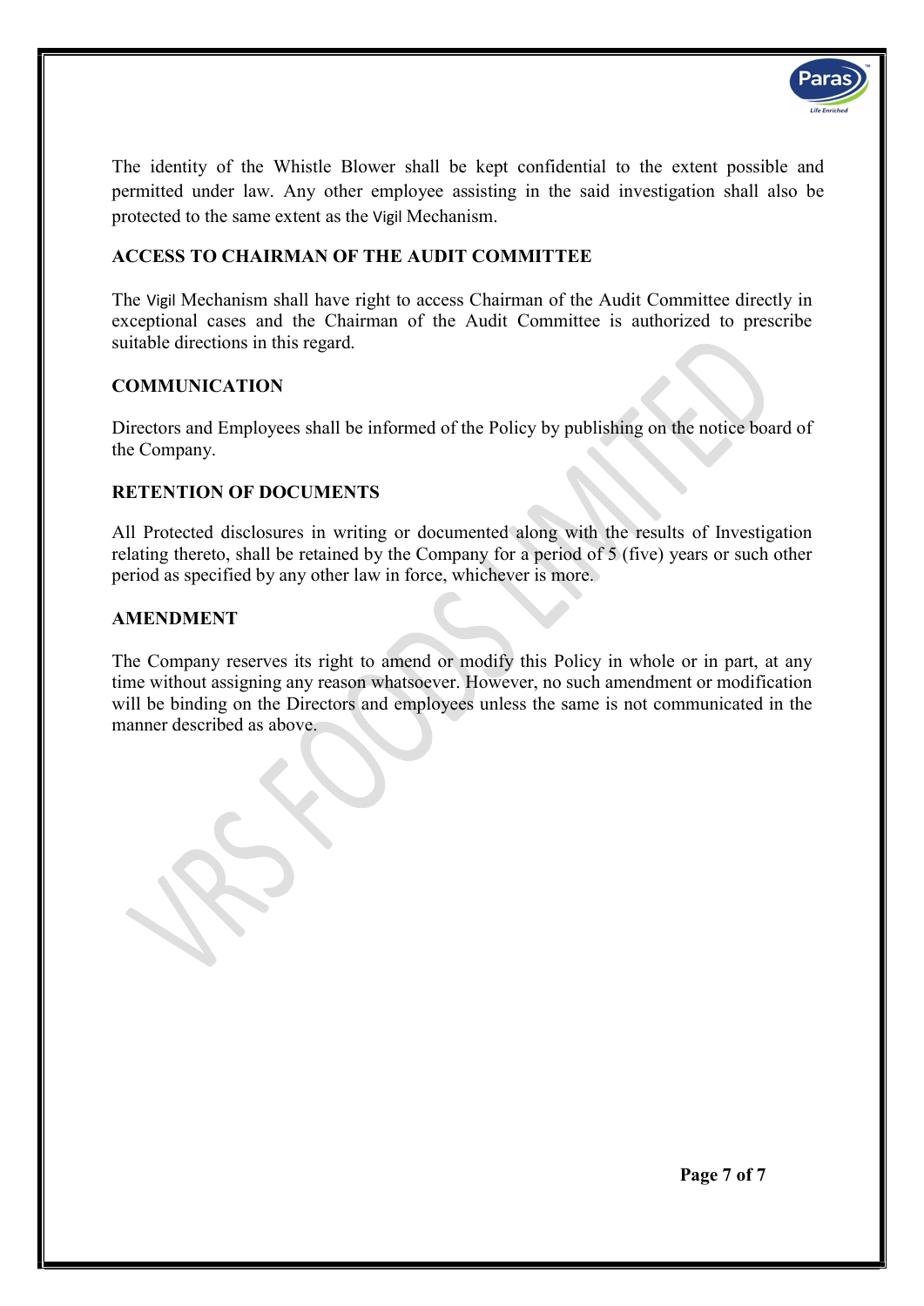The identity of the Whistle Blower shall be kept confidential to the extent possible and permitted under law. Any other employee assisting in the said investigation shall also be protected to the same extent as the Vigil Mechanism.

**ACCESS TO CHAIRMAN OF THE AUDIT COMMITTEE**

The Vigil Mechanism shall have right to access Chairman of the Audit Committee directly in exceptional cases and the Chairman of the Audit Committee is authorized to prescribe suitable directions in this regard.

**COMMUNICATION**

Directors and Employees shall be informed of the Policy by publishing on the notice board of the Company.

**RETENTION OF DOCUMENTS**

All Protected disclosures in writing or documented along with the results of Investigation relating thereto, shall be retained by the Company for a period of 5 (five) years or such other period as specified by any other law in force, whichever is more.

**AMENDMENT**

The Company reserves its right to amend or modify this Policy in whole or in part, at any time without assigning any reason whatsoever. However, no such amendment or modification will be binding on the Directors and employees unless the same is not communicated in the manner described as above.